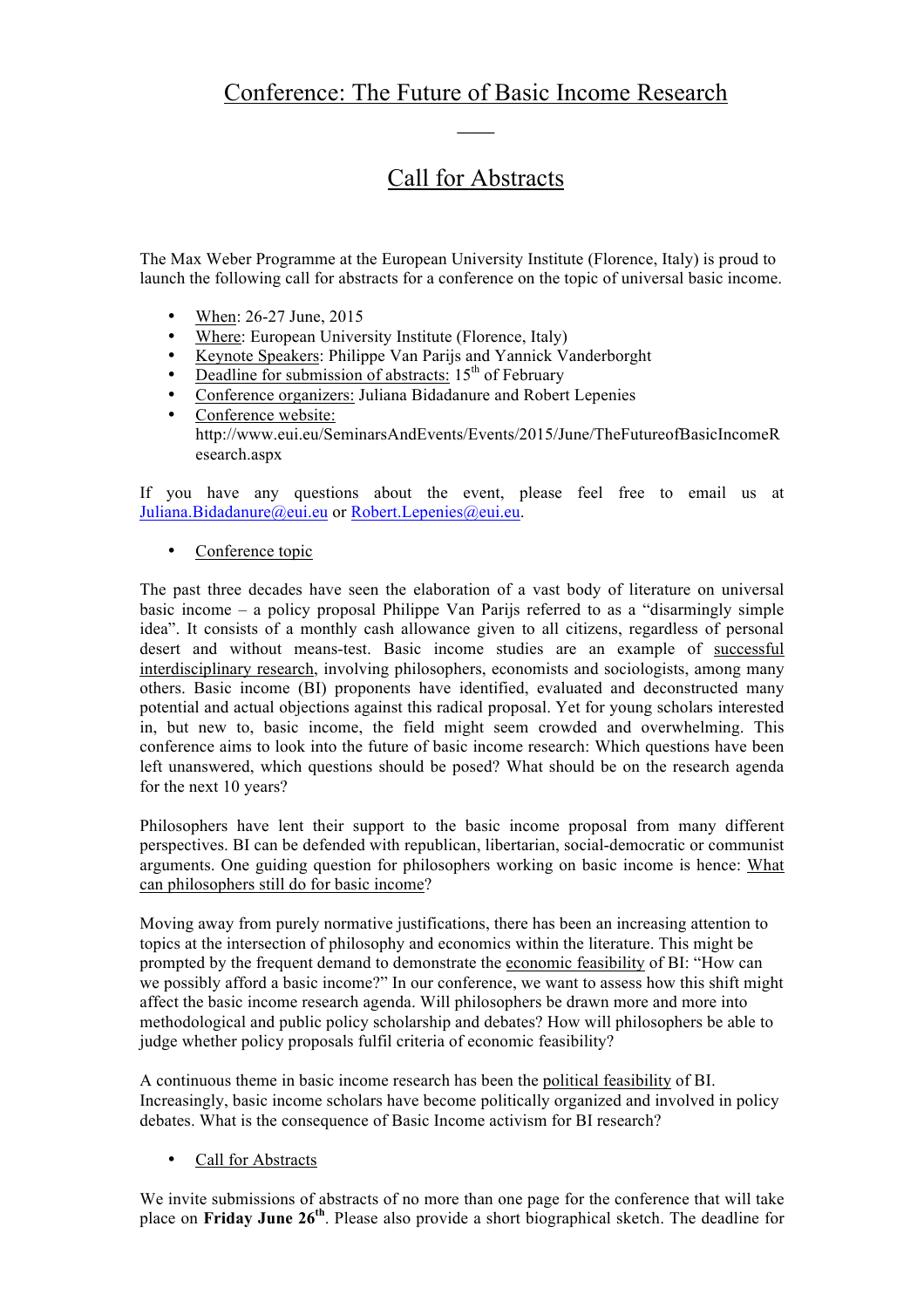# Conference: The Future of Basic Income Research

____

## Call for Abstracts

The Max Weber Programme at the European University Institute (Florence, Italy) is proud to launch the following call for abstracts for a conference on the topic of universal basic income.

- When: 26-27 June, 2015
- Where: European University Institute (Florence, Italy)
- Keynote Speakers: Philippe Van Parijs and Yannick Vanderborght
- Deadline for submission of abstracts: 15th of February
- Conference organizers: Juliana Bidadanure and Robert Lepenies
- Conference website: http://www.eui.eu/SeminarsAndEvents/Events/2015/June/TheFutureofBasicIncomeResearch.aspx

If you have any questions about the event, please feel free to email us at Juliana.Bidadanure@eui.eu or Robert.Lepenies@eui.eu.

- Conference topic

The past three decades have seen the elaboration of a vast body of literature on universal basic income – a policy proposal Philippe Van Parijs referred to as a "disarmingly simple idea". It consists of a monthly cash allowance given to all citizens, regardless of personal desert and without means-test. Basic income studies are an example of successful interdisciplinary research, involving philosophers, economists and sociologists, among many others. Basic income (BI) proponents have identified, evaluated and deconstructed many potential and actual objections against this radical proposal. Yet for young scholars interested in, but new to, basic income, the field might seem crowded and overwhelming. This conference aims to look into the future of basic income research: Which questions have been left unanswered, which questions should be posed? What should be on the research agenda for the next 10 years?

Philosophers have lent their support to the basic income proposal from many different perspectives. BI can be defended with republican, libertarian, social-democratic or communist arguments. One guiding question for philosophers working on basic income is hence: What can philosophers still do for basic income?

Moving away from purely normative justifications, there has been an increasing attention to topics at the intersection of philosophy and economics within the literature. This might be prompted by the frequent demand to demonstrate the economic feasibility of BI: "How can we possibly afford a basic income?" In our conference, we want to assess how this shift might affect the basic income research agenda. Will philosophers be drawn more and more into methodological and public policy scholarship and debates? How will philosophers be able to judge whether policy proposals fulfil criteria of economic feasibility?

A continuous theme in basic income research has been the political feasibility of BI. Increasingly, basic income scholars have become politically organized and involved in policy debates. What is the consequence of Basic Income activism for BI research?

- Call for Abstracts

We invite submissions of abstracts of no more than one page for the conference that will take place on **Friday June 26th**. Please also provide a short biographical sketch. The deadline for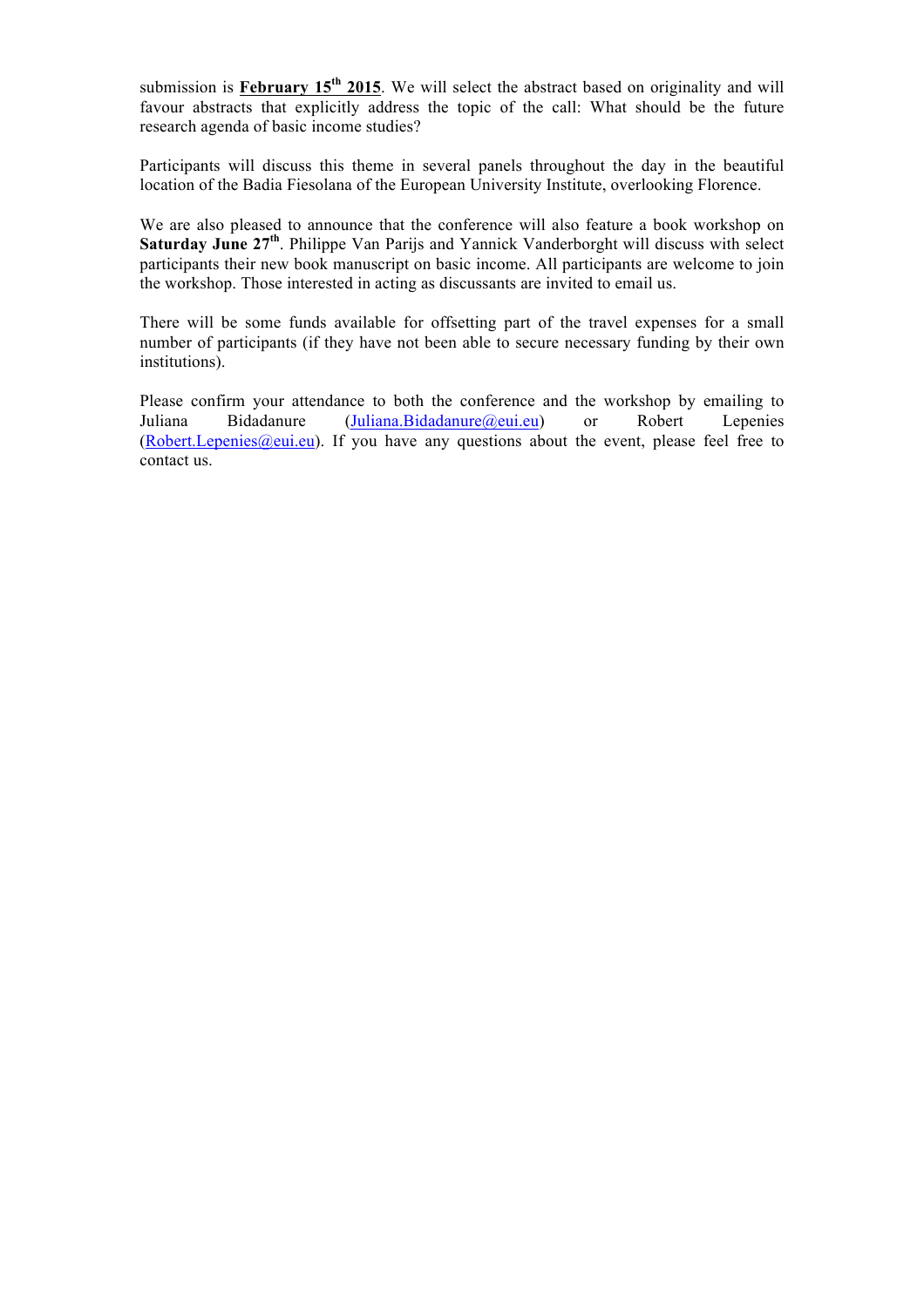submission is **<u>February 15th 2015</u>**. We will select the abstract based on originality and will favour abstracts that explicitly address the topic of the call: What should be the future research agenda of basic income studies?

Participants will discuss this theme in several panels throughout the day in the beautiful location of the Badia Fiesolana of the European University Institute, overlooking Florence.

We are also pleased to announce that the conference will also feature a book workshop on **Saturday June 27th**. Philippe Van Parijs and Yannick Vanderborght will discuss with select participants their new book manuscript on basic income. All participants are welcome to join the workshop. Those interested in acting as discussants are invited to email us.

There will be some funds available for offsetting part of the travel expenses for a small number of participants (if they have not been able to secure necessary funding by their own institutions).

Please confirm your attendance to both the conference and the workshop by emailing to Juliana Bidadanure (Juliana.Bidadanure@eui.eu) or Robert Lepenies (Robert.Lepenies@eui.eu). If you have any questions about the event, please feel free to contact us.